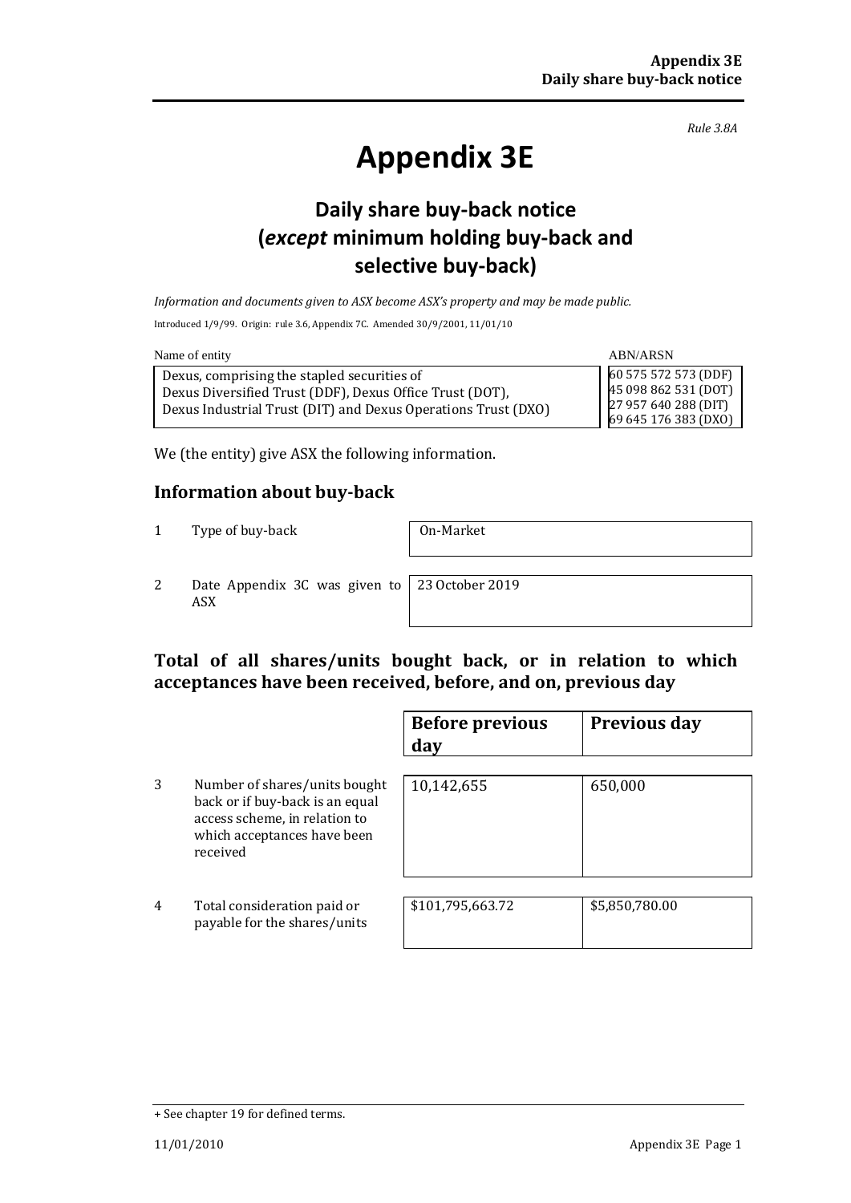*Rule 3.8A*

# Appendix 3E

## Daily share buy-back notice (*except* minimum holding buy-back and selective buy-back)

*Information and documents given to ASX become ASX's property and may be made public.*

Introduced 1/9/99. Origin: rule 3.6, Appendix 7C. Amended 30/9/2001, 11/01/10

| Name of entity | ABN/ARSN |
|---|---|
| Dexus, comprising the stapled securities of Dexus Diversified Trust (DDF), Dexus Office Trust (DOT), Dexus Industrial Trust (DIT) and Dexus Operations Trust (DXO) | 60 575 572 573 (DDF) 45 098 862 531 (DOT) 27 957 640 288 (DIT) 69 645 176 383 (DXO) |

We (the entity) give ASX the following information.

## Information about buy-back

| | | |
|---|---|---|
| 1 | Type of buy-back | On-Market |
| 2 | Date Appendix 3C was given to ASX | 23 October 2019 |

## Total of all shares/units bought back, or in relation to which acceptances have been received, before, and on, previous day

| | | Before previous day | Previous day |
|---|---|---|---|
| 3 | Number of shares/units bought back or if buy-back is an equal access scheme, in relation to which acceptances have been received | 10,142,655 | 650,000 |
| 4 | Total consideration paid or payable for the shares/units | $101,795,663.72 | $5,850,780.00 |

+ See chapter 19 for defined terms.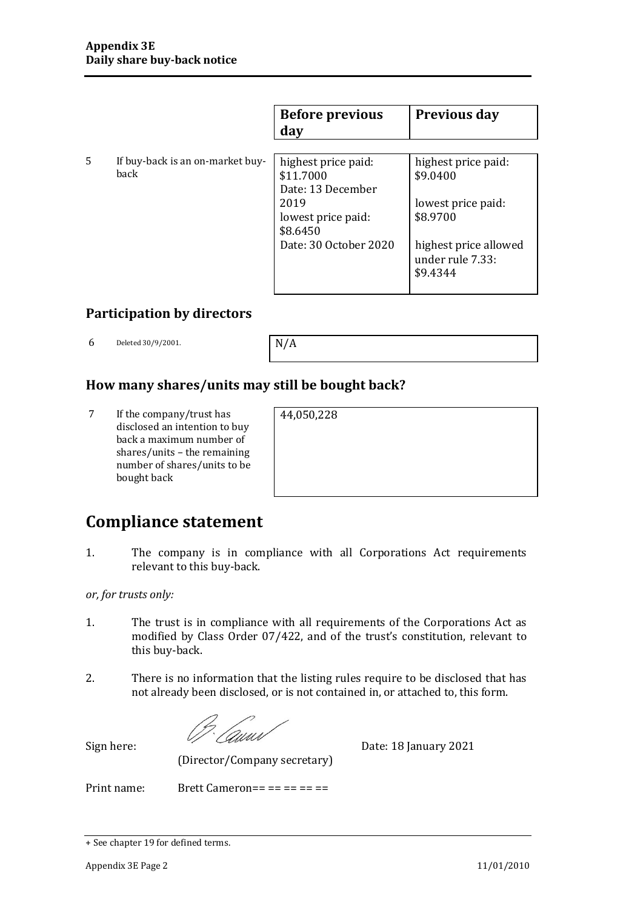|  |  | **Before previous day** | **Previous day** |
| --- | --- | --- | --- |
| 5 | If buy-back is an on-market buy-back | highest price paid: $11.7000<br>Date: 13 December 2019<br>lowest price paid: $8.6450<br>Date: 30 October 2020 | highest price paid: $9.0400<br><br>lowest price paid: $8.9700<br><br>highest price allowed under rule 7.33: $9.4344 |

## Participation by directors

| | | |
| --- | --- | --- |
| 6 | Deleted 30/9/2001. | N/A |

## How many shares/units may still be bought back?

| | | |
| --- | --- | --- |
| 7 | If the company/trust has disclosed an intention to buy back a maximum number of shares/units – the remaining number of shares/units to be bought back | 44,050,228 |

# Compliance statement

1. The company is in compliance with all Corporations Act requirements relevant to this buy-back.

*or, for trusts only:*

1. The trust is in compliance with all requirements of the Corporations Act as modified by Class Order 07/422, and of the trust's constitution, relevant to this buy-back.

2. There is no information that the listing rules require to be disclosed that has not already been disclosed, or is not contained in, or attached to, this form.

Sign here: (Director/Company secretary) Date: 18 January 2021

Print name: Brett Cameron== == == == ==

+ See chapter 19 for defined terms.